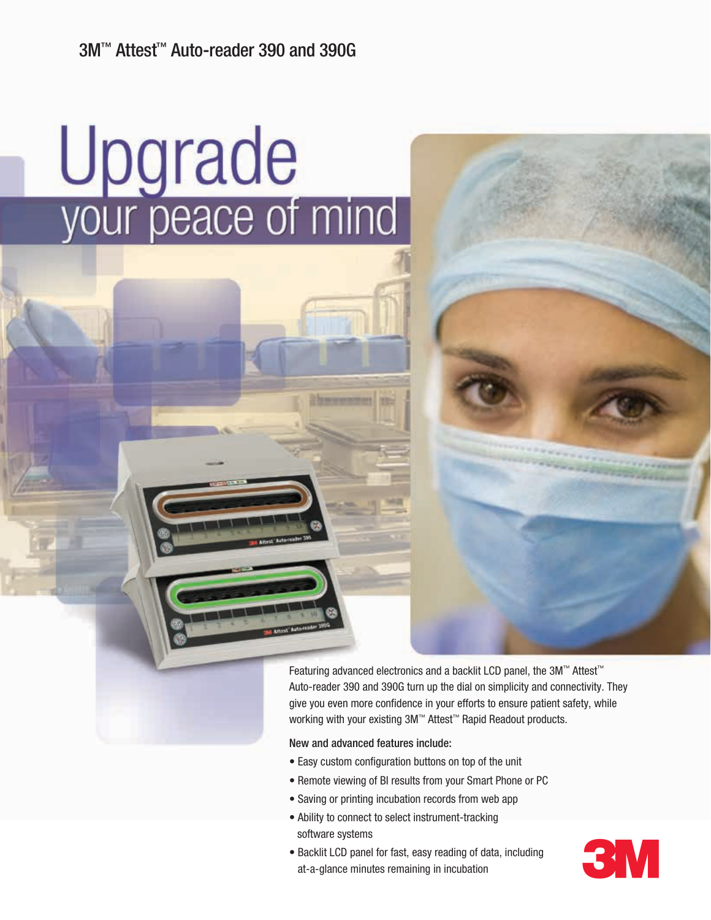3M™ Attest™ Auto-reader 390 and 390G

# Upgrade
## your peace of mind

Featuring advanced electronics and a backlit LCD panel, the 3M™ Attest™ Auto-reader 390 and 390G turn up the dial on simplicity and connectivity. They give you even more confidence in your efforts to ensure patient safety, while working with your existing 3M™ Attest™ Rapid Readout products.

New and advanced features include:

- Easy custom configuration buttons on top of the unit
- Remote viewing of BI results from your Smart Phone or PC
- Saving or printing incubation records from web app
- Ability to connect to select instrument-tracking software systems
- Backlit LCD panel for fast, easy reading of data, including at-a-glance minutes remaining in incubation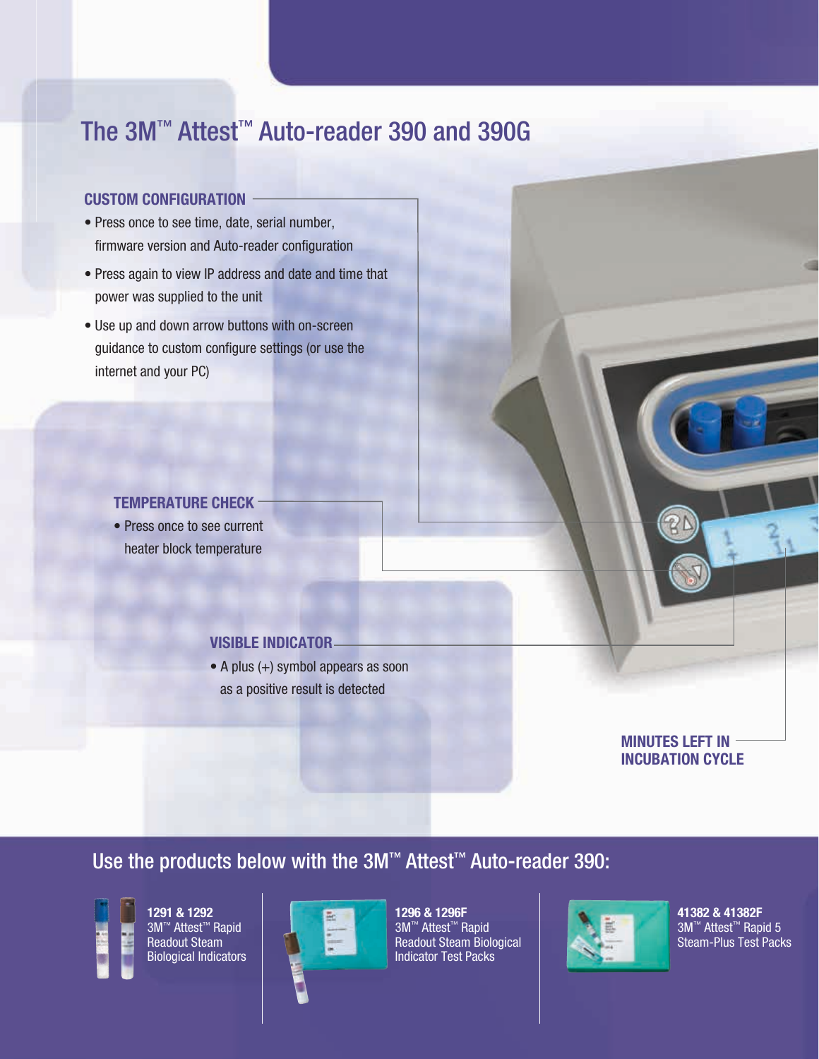# The 3M™ Attest™ Auto-reader 390 and 390G

### CUSTOM CONFIGURATION

- Press once to see time, date, serial number, firmware version and Auto-reader configuration
- Press again to view IP address and date and time that power was supplied to the unit
- Use up and down arrow buttons with on-screen guidance to custom configure settings (or use the internet and your PC)

### TEMPERATURE CHECK

- Press once to see current heater block temperature

### VISIBLE INDICATOR

- A plus (+) symbol appears as soon as a positive result is detected

### MINUTES LEFT IN INCUBATION CYCLE

## Use the products below with the 3M™ Attest™ Auto-reader 390:

**1291 & 1292**
3M™ Attest™ Rapid Readout Steam Biological Indicators

**1296 & 1296F**
3M™ Attest™ Rapid Readout Steam Biological Indicator Test Packs

**41382 & 41382F**
3M™ Attest™ Rapid 5 Steam-Plus Test Packs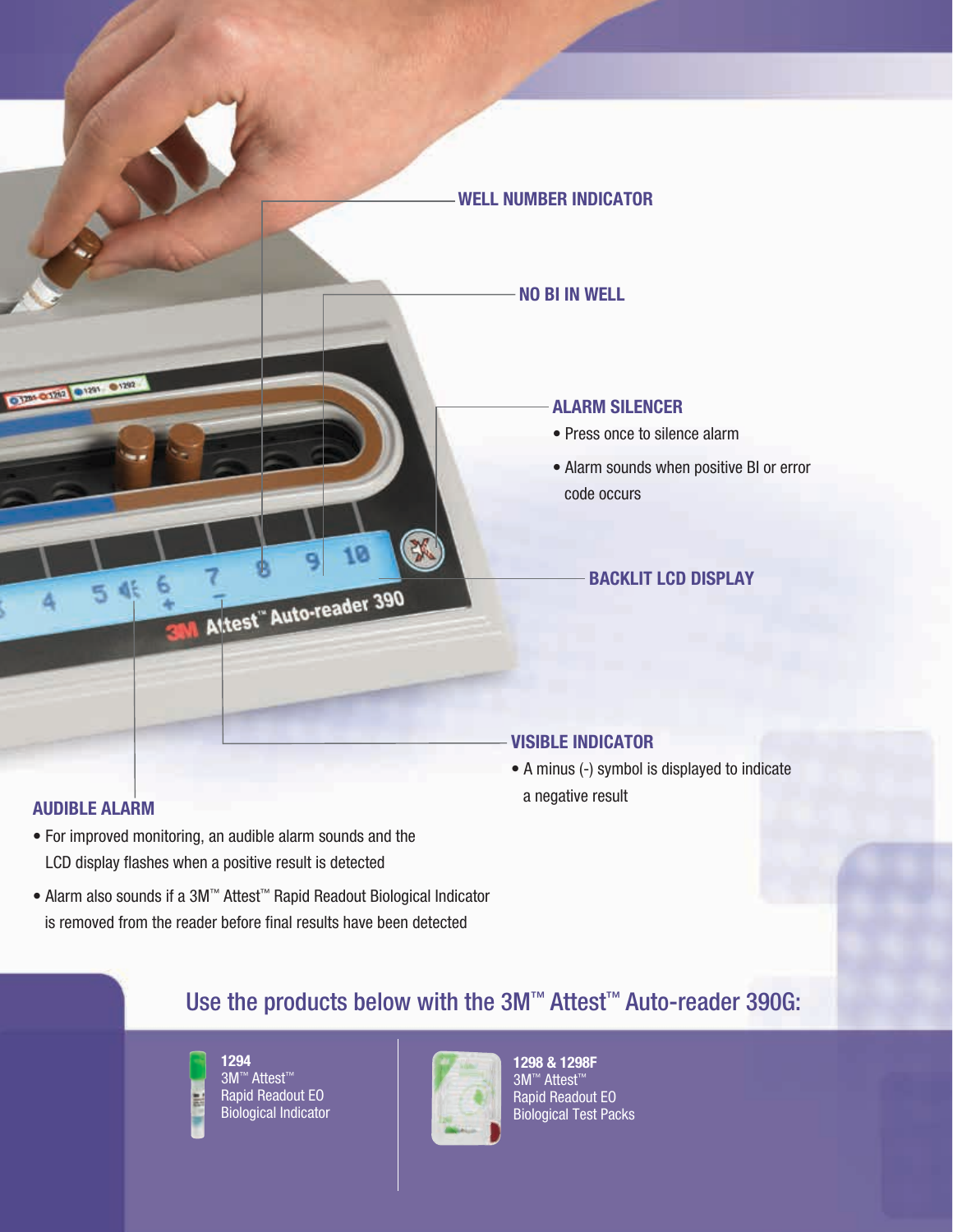### WELL NUMBER INDICATOR

### NO BI IN WELL

### ALARM SILENCER

- Press once to silence alarm
- Alarm sounds when positive BI or error code occurs

### BACKLIT LCD DISPLAY

### VISIBLE INDICATOR

- A minus (-) symbol is displayed to indicate a negative result

### AUDIBLE ALARM

- For improved monitoring, an audible alarm sounds and the LCD display flashes when a positive result is detected
- Alarm also sounds if a 3M™ Attest™ Rapid Readout Biological Indicator is removed from the reader before final results have been detected

## Use the products below with the 3M™ Attest™ Auto-reader 390G:

**1294**
3M™ Attest™
Rapid Readout EO
Biological Indicator

**1298 & 1298F**
3M™ Attest™
Rapid Readout EO
Biological Test Packs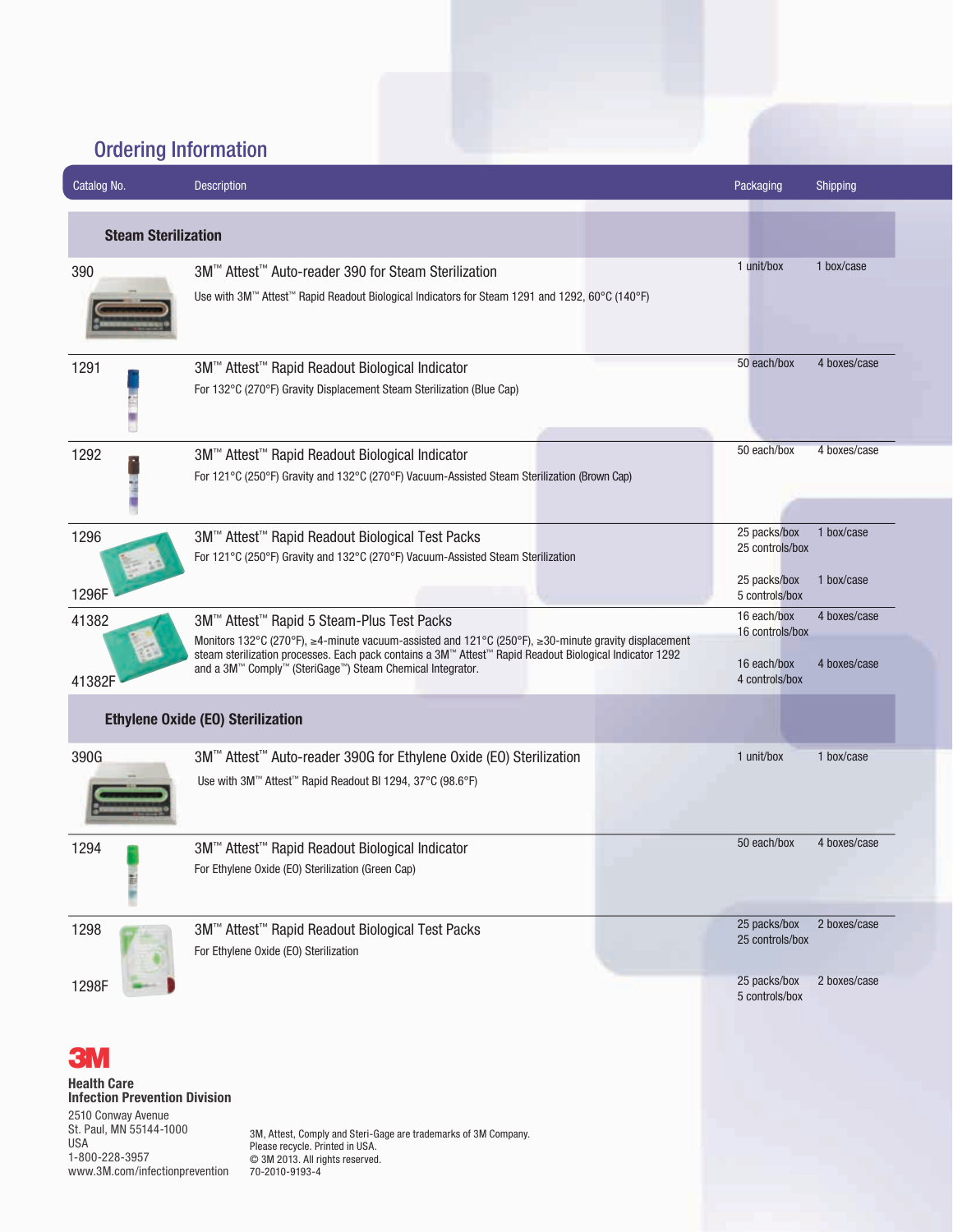## Ordering Information

| Catalog No. | Description | Packaging | Shipping |
|---|---|---|---|
| **Steam Sterilization** | | | |
| 390 | 3M™ Attest™ Auto-reader 390 for Steam Sterilization<br>Use with 3M™ Attest™ Rapid Readout Biological Indicators for Steam 1291 and 1292, 60°C (140°F) | 1 unit/box | 1 box/case |
| 1291 | 3M™ Attest™ Rapid Readout Biological Indicator<br>For 132°C (270°F) Gravity Displacement Steam Sterilization (Blue Cap) | 50 each/box | 4 boxes/case |
| 1292 | 3M™ Attest™ Rapid Readout Biological Indicator<br>For 121°C (250°F) Gravity and 132°C (270°F) Vacuum-Assisted Steam Sterilization (Brown Cap) | 50 each/box | 4 boxes/case |
| 1296 | 3M™ Attest™ Rapid Readout Biological Test Packs<br>For 121°C (250°F) Gravity and 132°C (270°F) Vacuum-Assisted Steam Sterilization | 25 packs/box<br>25 controls/box | 1 box/case |
| 1296F | | 25 packs/box<br>5 controls/box | 1 box/case |
| 41382 | 3M™ Attest™ Rapid 5 Steam-Plus Test Packs<br>Monitors 132°C (270°F), ≥4-minute vacuum-assisted and 121°C (250°F), ≥30-minute gravity displacement steam sterilization processes. Each pack contains a 3M™ Attest™ Rapid Readout Biological Indicator 1292 and a 3M™ Comply™ (SteriGage™) Steam Chemical Integrator. | 16 each/box<br>16 controls/box | 4 boxes/case |
| 41382F | | 16 each/box<br>4 controls/box | 4 boxes/case |
| **Ethylene Oxide (EO) Sterilization** | | | |
| 390G | 3M™ Attest™ Auto-reader 390G for Ethylene Oxide (EO) Sterilization<br>Use with 3M™ Attest™ Rapid Readout BI 1294, 37°C (98.6°F) | 1 unit/box | 1 box/case |
| 1294 | 3M™ Attest™ Rapid Readout Biological Indicator<br>For Ethylene Oxide (EO) Sterilization (Green Cap) | 50 each/box | 4 boxes/case |
| 1298 | 3M™ Attest™ Rapid Readout Biological Test Packs<br>For Ethylene Oxide (EO) Sterilization | 25 packs/box<br>25 controls/box | 2 boxes/case |
| 1298F | | 25 packs/box<br>5 controls/box | 2 boxes/case |

**3M**

**Health Care**
**Infection Prevention Division**
2510 Conway Avenue
St. Paul, MN 55144-1000
USA
1-800-228-3957
www.3M.com/infectionprevention

3M, Attest, Comply and Steri-Gage are trademarks of 3M Company.
Please recycle. Printed in USA.
© 3M 2013. All rights reserved.
70-2010-9193-4